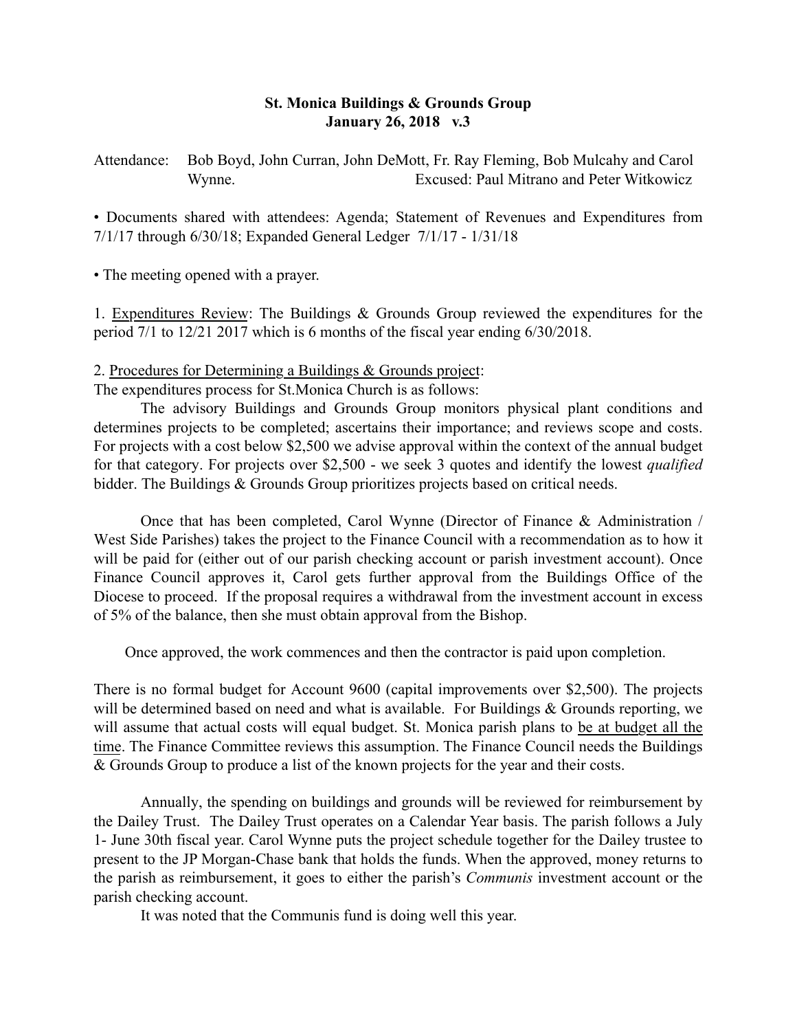# St. Monica Buildings & Grounds Group
## January 26, 2018 v.3

Attendance: Bob Boyd, John Curran, John DeMott, Fr. Ray Fleming, Bob Mulcahy and Carol Wynne. Excused: Paul Mitrano and Peter Witkowicz

• Documents shared with attendees: Agenda; Statement of Revenues and Expenditures from 7/1/17 through 6/30/18; Expanded General Ledger 7/1/17 - 1/31/18

• The meeting opened with a prayer.

1. <u>Expenditures Review</u>: The Buildings & Grounds Group reviewed the expenditures for the period 7/1 to 12/21 2017 which is 6 months of the fiscal year ending 6/30/2018.

2. <u>Procedures for Determining a Buildings & Grounds project</u>:
The expenditures process for St.Monica Church is as follows:

The advisory Buildings and Grounds Group monitors physical plant conditions and determines projects to be completed; ascertains their importance; and reviews scope and costs. For projects with a cost below $2,500 we advise approval within the context of the annual budget for that category. For projects over $2,500 - we seek 3 quotes and identify the lowest *qualified* bidder. The Buildings & Grounds Group prioritizes projects based on critical needs.

Once that has been completed, Carol Wynne (Director of Finance & Administration / West Side Parishes) takes the project to the Finance Council with a recommendation as to how it will be paid for (either out of our parish checking account or parish investment account). Once Finance Council approves it, Carol gets further approval from the Buildings Office of the Diocese to proceed. If the proposal requires a withdrawal from the investment account in excess of 5% of the balance, then she must obtain approval from the Bishop.

Once approved, the work commences and then the contractor is paid upon completion.

There is no formal budget for Account 9600 (capital improvements over $2,500). The projects will be determined based on need and what is available. For Buildings & Grounds reporting, we will assume that actual costs will equal budget. St. Monica parish plans to <u>be at budget all the time</u>. The Finance Committee reviews this assumption. The Finance Council needs the Buildings & Grounds Group to produce a list of the known projects for the year and their costs.

Annually, the spending on buildings and grounds will be reviewed for reimbursement by the Dailey Trust. The Dailey Trust operates on a Calendar Year basis. The parish follows a July 1- June 30th fiscal year. Carol Wynne puts the project schedule together for the Dailey trustee to present to the JP Morgan-Chase bank that holds the funds. When the approved, money returns to the parish as reimbursement, it goes to either the parish's *Communis* investment account or the parish checking account.

It was noted that the Communis fund is doing well this year.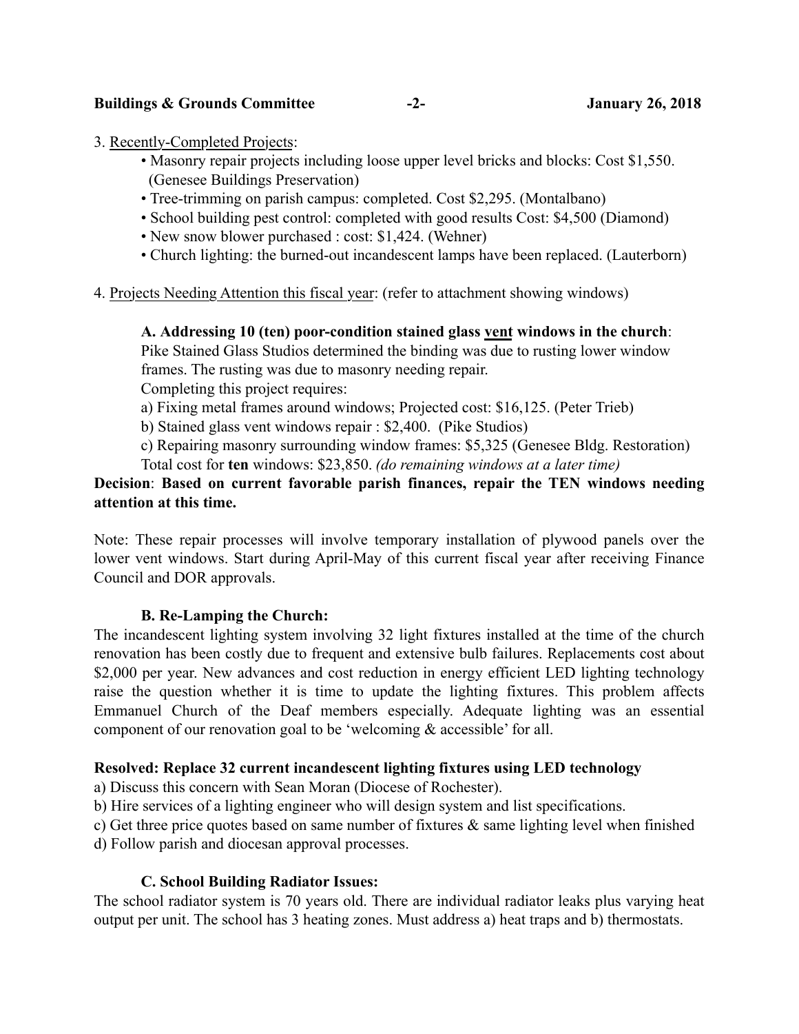3. Recently-Completed Projects:

- Masonry repair projects including loose upper level bricks and blocks: Cost $1,550. (Genesee Buildings Preservation)
- Tree-trimming on parish campus: completed. Cost $2,295. (Montalbano)
- School building pest control: completed with good results Cost: $4,500 (Diamond)
- New snow blower purchased : cost: $1,424. (Wehner)
- Church lighting: the burned-out incandescent lamps have been replaced. (Lauterborn)

4. Projects Needing Attention this fiscal year: (refer to attachment showing windows)

**A. Addressing 10 (ten) poor-condition stained glass vent windows in the church**: Pike Stained Glass Studios determined the binding was due to rusting lower window frames. The rusting was due to masonry needing repair.

Completing this project requires:

a) Fixing metal frames around windows; Projected cost: $16,125. (Peter Trieb)

b) Stained glass vent windows repair : $2,400. (Pike Studios)

c) Repairing masonry surrounding window frames: $5,325 (Genesee Bldg. Restoration)

Total cost for **ten** windows: $23,850. *(do remaining windows at a later time)*

**Decision**: **Based on current favorable parish finances, repair the TEN windows needing attention at this time.**

Note: These repair processes will involve temporary installation of plywood panels over the lower vent windows. Start during April-May of this current fiscal year after receiving Finance Council and DOR approvals.

**B. Re-Lamping the Church:**

The incandescent lighting system involving 32 light fixtures installed at the time of the church renovation has been costly due to frequent and extensive bulb failures. Replacements cost about $2,000 per year. New advances and cost reduction in energy efficient LED lighting technology raise the question whether it is time to update the lighting fixtures. This problem affects Emmanuel Church of the Deaf members especially. Adequate lighting was an essential component of our renovation goal to be 'welcoming & accessible' for all.

**Resolved: Replace 32 current incandescent lighting fixtures using LED technology**

a) Discuss this concern with Sean Moran (Diocese of Rochester).

b) Hire services of a lighting engineer who will design system and list specifications.

c) Get three price quotes based on same number of fixtures & same lighting level when finished

d) Follow parish and diocesan approval processes.

**C. School Building Radiator Issues:**

The school radiator system is 70 years old. There are individual radiator leaks plus varying heat output per unit. The school has 3 heating zones. Must address a) heat traps and b) thermostats.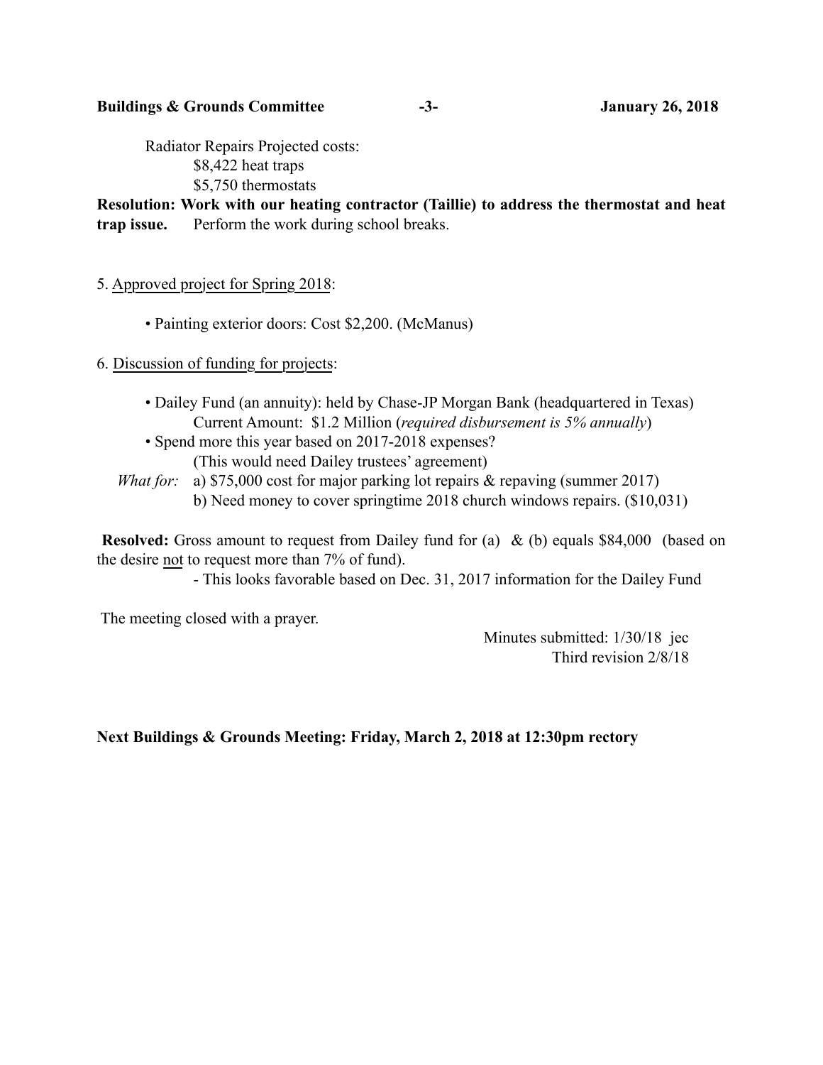Radiator Repairs Projected costs:

$8,422 heat traps

$5,750 thermostats

**Resolution: Work with our heating contractor (Taillie) to address the thermostat and heat trap issue.** Perform the work during school breaks.

5. Approved project for Spring 2018:

- Painting exterior doors: Cost $2,200. (McManus)

6. Discussion of funding for projects:

- Dailey Fund (an annuity): held by Chase-JP Morgan Bank (headquartered in Texas)
  Current Amount: $1.2 Million (*required disbursement is 5% annually*)
- Spend more this year based on 2017-2018 expenses?
  (This would need Dailey trustees' agreement)

*What for:* a) $75,000 cost for major parking lot repairs & repaving (summer 2017)

b) Need money to cover springtime 2018 church windows repairs. ($10,031)

**Resolved:** Gross amount to request from Dailey fund for (a) & (b) equals $84,000 (based on the desire not to request more than 7% of fund).

- This looks favorable based on Dec. 31, 2017 information for the Dailey Fund

The meeting closed with a prayer.

Minutes submitted: 1/30/18 jec

Third revision 2/8/18

**Next Buildings & Grounds Meeting: Friday, March 2, 2018 at 12:30pm rectory**